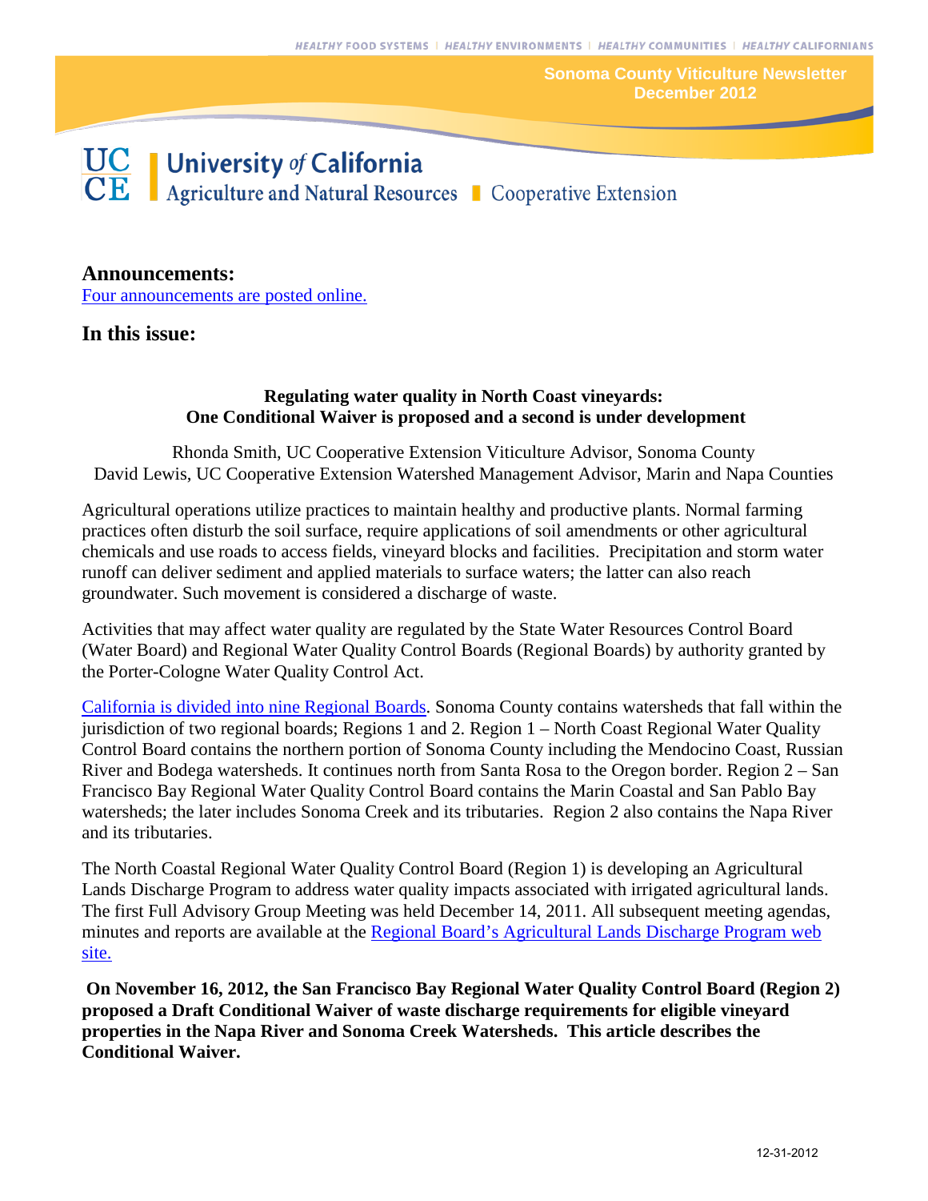Sonoma County Viticulture Newsletter
December 2012

University of California
Agriculture and Natural Resources | Cooperative Extension

## Announcements:

[Four announcements are posted online.]

## In this issue:

### Regulating water quality in North Coast vineyards: One Conditional Waiver is proposed and a second is under development

Rhonda Smith, UC Cooperative Extension Viticulture Advisor, Sonoma County
David Lewis, UC Cooperative Extension Watershed Management Advisor, Marin and Napa Counties

Agricultural operations utilize practices to maintain healthy and productive plants. Normal farming practices often disturb the soil surface, require applications of soil amendments or other agricultural chemicals and use roads to access fields, vineyard blocks and facilities. Precipitation and storm water runoff can deliver sediment and applied materials to surface waters; the latter can also reach groundwater. Such movement is considered a discharge of waste.

Activities that may affect water quality are regulated by the State Water Resources Control Board (Water Board) and Regional Water Quality Control Boards (Regional Boards) by authority granted by the Porter-Cologne Water Quality Control Act.

California is divided into nine Regional Boards. Sonoma County contains watersheds that fall within the jurisdiction of two regional boards; Regions 1 and 2. Region 1 – North Coast Regional Water Quality Control Board contains the northern portion of Sonoma County including the Mendocino Coast, Russian River and Bodega watersheds. It continues north from Santa Rosa to the Oregon border. Region 2 – San Francisco Bay Regional Water Quality Control Board contains the Marin Coastal and San Pablo Bay watersheds; the later includes Sonoma Creek and its tributaries. Region 2 also contains the Napa River and its tributaries.

The North Coastal Regional Water Quality Control Board (Region 1) is developing an Agricultural Lands Discharge Program to address water quality impacts associated with irrigated agricultural lands. The first Full Advisory Group Meeting was held December 14, 2011. All subsequent meeting agendas, minutes and reports are available at the Regional Board's Agricultural Lands Discharge Program web site.

**On November 16, 2012, the San Francisco Bay Regional Water Quality Control Board (Region 2) proposed a Draft Conditional Waiver of waste discharge requirements for eligible vineyard properties in the Napa River and Sonoma Creek Watersheds. This article describes the Conditional Waiver.**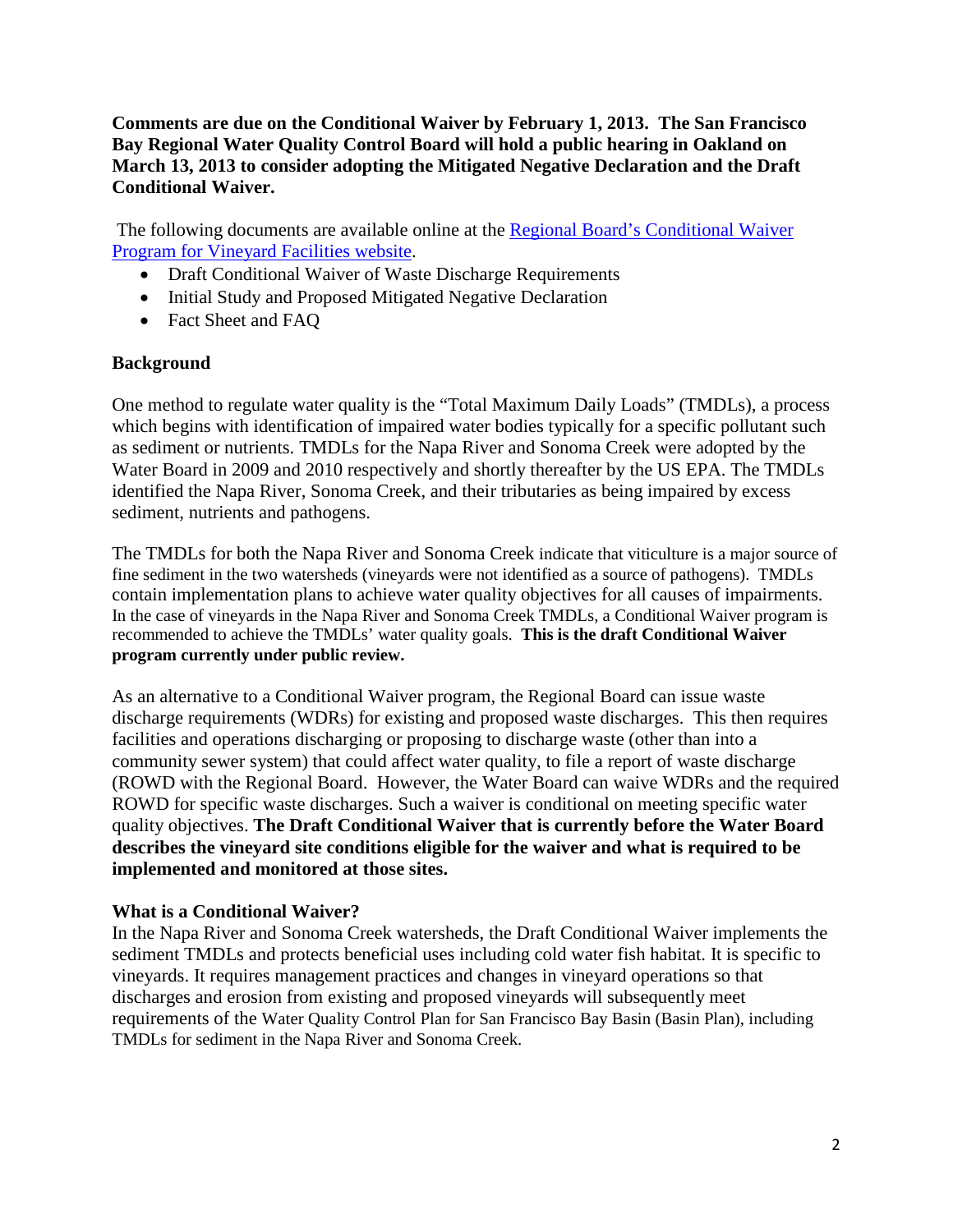**Comments are due on the Conditional Waiver by February 1, 2013. The San Francisco Bay Regional Water Quality Control Board will hold a public hearing in Oakland on March 13, 2013 to consider adopting the Mitigated Negative Declaration and the Draft Conditional Waiver.**

The following documents are available online at the [Regional Board's Conditional Waiver Program for Vineyard Facilities website](Regional Board's Conditional Waiver Program for Vineyard Facilities website).

- Draft Conditional Waiver of Waste Discharge Requirements
- Initial Study and Proposed Mitigated Negative Declaration
- Fact Sheet and FAQ

**Background**

One method to regulate water quality is the "Total Maximum Daily Loads" (TMDLs), a process which begins with identification of impaired water bodies typically for a specific pollutant such as sediment or nutrients. TMDLs for the Napa River and Sonoma Creek were adopted by the Water Board in 2009 and 2010 respectively and shortly thereafter by the US EPA. The TMDLs identified the Napa River, Sonoma Creek, and their tributaries as being impaired by excess sediment, nutrients and pathogens.

The TMDLs for both the Napa River and Sonoma Creek indicate that viticulture is a major source of fine sediment in the two watersheds (vineyards were not identified as a source of pathogens). TMDLs contain implementation plans to achieve water quality objectives for all causes of impairments. In the case of vineyards in the Napa River and Sonoma Creek TMDLs, a Conditional Waiver program is recommended to achieve the TMDLs' water quality goals. **This is the draft Conditional Waiver program currently under public review.**

As an alternative to a Conditional Waiver program, the Regional Board can issue waste discharge requirements (WDRs) for existing and proposed waste discharges. This then requires facilities and operations discharging or proposing to discharge waste (other than into a community sewer system) that could affect water quality, to file a report of waste discharge (ROWD with the Regional Board. However, the Water Board can waive WDRs and the required ROWD for specific waste discharges. Such a waiver is conditional on meeting specific water quality objectives. **The Draft Conditional Waiver that is currently before the Water Board describes the vineyard site conditions eligible for the waiver and what is required to be implemented and monitored at those sites.**

**What is a Conditional Waiver?**

In the Napa River and Sonoma Creek watersheds, the Draft Conditional Waiver implements the sediment TMDLs and protects beneficial uses including cold water fish habitat. It is specific to vineyards. It requires management practices and changes in vineyard operations so that discharges and erosion from existing and proposed vineyards will subsequently meet requirements of the Water Quality Control Plan for San Francisco Bay Basin (Basin Plan), including TMDLs for sediment in the Napa River and Sonoma Creek.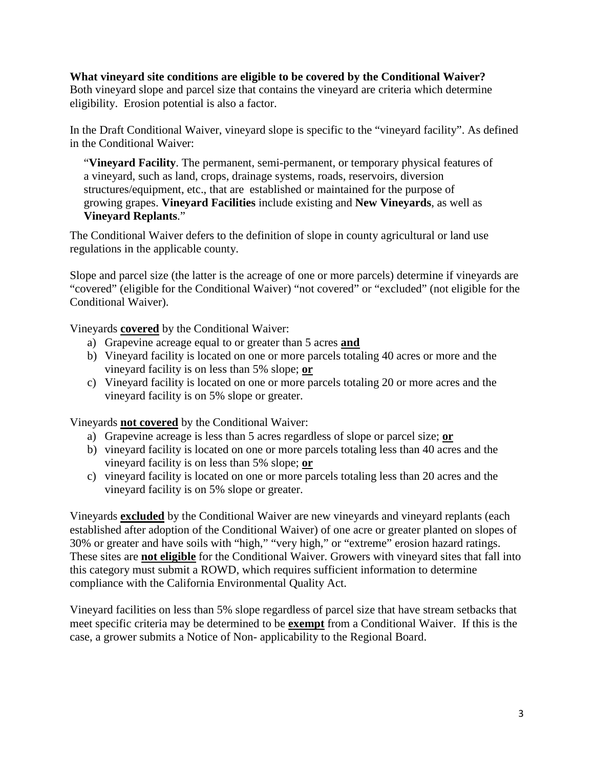**What vineyard site conditions are eligible to be covered by the Conditional Waiver?**
Both vineyard slope and parcel size that contains the vineyard are criteria which determine eligibility. Erosion potential is also a factor.

In the Draft Conditional Waiver, vineyard slope is specific to the "vineyard facility". As defined in the Conditional Waiver:

> "**Vineyard Facility**. The permanent, semi-permanent, or temporary physical features of a vineyard, such as land, crops, drainage systems, roads, reservoirs, diversion structures/equipment, etc., that are established or maintained for the purpose of growing grapes. **Vineyard Facilities** include existing and **New Vineyards**, as well as **Vineyard Replants**."

The Conditional Waiver defers to the definition of slope in county agricultural or land use regulations in the applicable county.

Slope and parcel size (the latter is the acreage of one or more parcels) determine if vineyards are "covered" (eligible for the Conditional Waiver) "not covered" or "excluded" (not eligible for the Conditional Waiver).

Vineyards <u>**covered**</u> by the Conditional Waiver:

a) Grapevine acreage equal to or greater than 5 acres <u>**and**</u>
b) Vineyard facility is located on one or more parcels totaling 40 acres or more and the vineyard facility is on less than 5% slope; <u>**or**</u>
c) Vineyard facility is located on one or more parcels totaling 20 or more acres and the vineyard facility is on 5% slope or greater.

Vineyards <u>**not covered**</u> by the Conditional Waiver:

a) Grapevine acreage is less than 5 acres regardless of slope or parcel size; <u>**or**</u>
b) vineyard facility is located on one or more parcels totaling less than 40 acres and the vineyard facility is on less than 5% slope; <u>**or**</u>
c) vineyard facility is located on one or more parcels totaling less than 20 acres and the vineyard facility is on 5% slope or greater.

Vineyards <u>**excluded**</u> by the Conditional Waiver are new vineyards and vineyard replants (each established after adoption of the Conditional Waiver) of one acre or greater planted on slopes of 30% or greater and have soils with "high," "very high," or "extreme" erosion hazard ratings. These sites are <u>**not eligible**</u> for the Conditional Waiver. Growers with vineyard sites that fall into this category must submit a ROWD, which requires sufficient information to determine compliance with the California Environmental Quality Act.

Vineyard facilities on less than 5% slope regardless of parcel size that have stream setbacks that meet specific criteria may be determined to be <u>**exempt**</u> from a Conditional Waiver. If this is the case, a grower submits a Notice of Non- applicability to the Regional Board.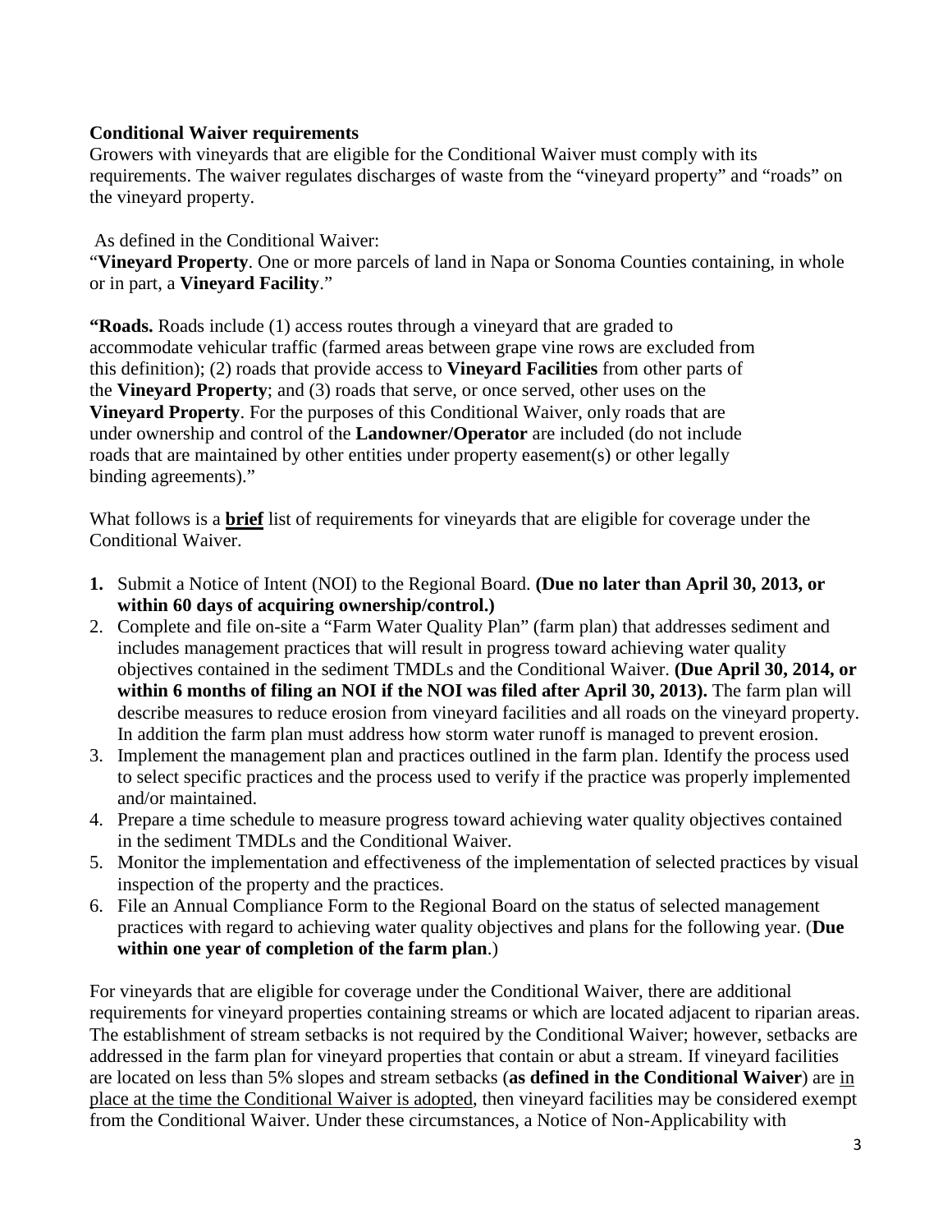**Conditional Waiver requirements**

Growers with vineyards that are eligible for the Conditional Waiver must comply with its requirements. The waiver regulates discharges of waste from the "vineyard property" and "roads" on the vineyard property.

As defined in the Conditional Waiver:

"**Vineyard Property**. One or more parcels of land in Napa or Sonoma Counties containing, in whole or in part, a **Vineyard Facility**."

**"Roads.** Roads include (1) access routes through a vineyard that are graded to accommodate vehicular traffic (farmed areas between grape vine rows are excluded from this definition); (2) roads that provide access to **Vineyard Facilities** from other parts of the **Vineyard Property**; and (3) roads that serve, or once served, other uses on the **Vineyard Property**. For the purposes of this Conditional Waiver, only roads that are under ownership and control of the **Landowner/Operator** are included (do not include roads that are maintained by other entities under property easement(s) or other legally binding agreements)."

What follows is a <u>**brief**</u> list of requirements for vineyards that are eligible for coverage under the Conditional Waiver.

1. Submit a Notice of Intent (NOI) to the Regional Board. **(Due no later than April 30, 2013, or within 60 days of acquiring ownership/control.)**
2. Complete and file on-site a "Farm Water Quality Plan" (farm plan) that addresses sediment and includes management practices that will result in progress toward achieving water quality objectives contained in the sediment TMDLs and the Conditional Waiver. **(Due April 30, 2014, or within 6 months of filing an NOI if the NOI was filed after April 30, 2013).** The farm plan will describe measures to reduce erosion from vineyard facilities and all roads on the vineyard property. In addition the farm plan must address how storm water runoff is managed to prevent erosion.
3. Implement the management plan and practices outlined in the farm plan. Identify the process used to select specific practices and the process used to verify if the practice was properly implemented and/or maintained.
4. Prepare a time schedule to measure progress toward achieving water quality objectives contained in the sediment TMDLs and the Conditional Waiver.
5. Monitor the implementation and effectiveness of the implementation of selected practices by visual inspection of the property and the practices.
6. File an Annual Compliance Form to the Regional Board on the status of selected management practices with regard to achieving water quality objectives and plans for the following year. (**Due within one year of completion of the farm plan**.)

For vineyards that are eligible for coverage under the Conditional Waiver, there are additional requirements for vineyard properties containing streams or which are located adjacent to riparian areas. The establishment of stream setbacks is not required by the Conditional Waiver; however, setbacks are addressed in the farm plan for vineyard properties that contain or abut a stream. If vineyard facilities are located on less than 5% slopes and stream setbacks (**as defined in the Conditional Waiver**) are <u>in place at the time the Conditional Waiver is adopted</u>, then vineyard facilities may be considered exempt from the Conditional Waiver. Under these circumstances, a Notice of Non-Applicability with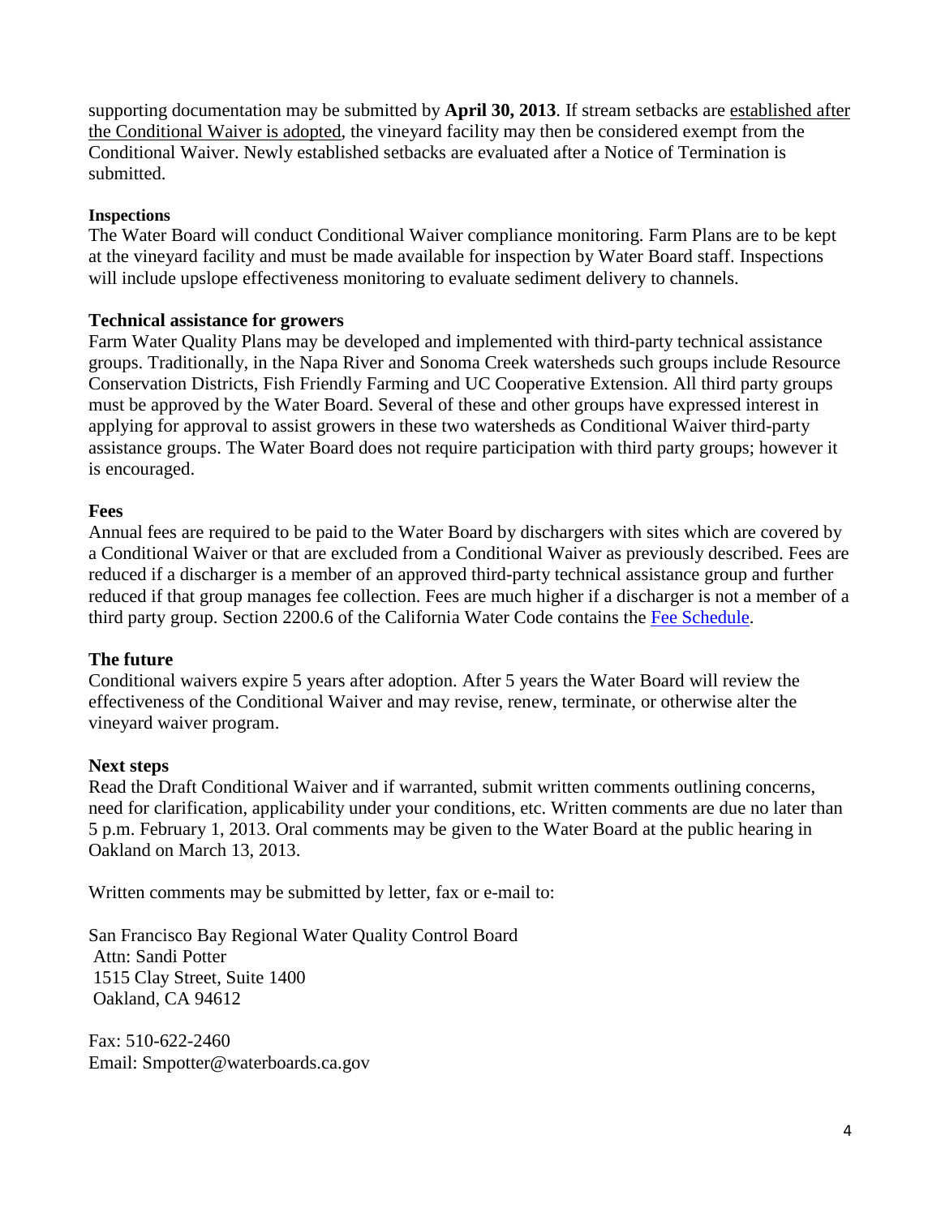supporting documentation may be submitted by **April 30, 2013**. If stream setbacks are established after the Conditional Waiver is adopted, the vineyard facility may then be considered exempt from the Conditional Waiver. Newly established setbacks are evaluated after a Notice of Termination is submitted.

#### Inspections

The Water Board will conduct Conditional Waiver compliance monitoring. Farm Plans are to be kept at the vineyard facility and must be made available for inspection by Water Board staff. Inspections will include upslope effectiveness monitoring to evaluate sediment delivery to channels.

### Technical assistance for growers

Farm Water Quality Plans may be developed and implemented with third-party technical assistance groups. Traditionally, in the Napa River and Sonoma Creek watersheds such groups include Resource Conservation Districts, Fish Friendly Farming and UC Cooperative Extension. All third party groups must be approved by the Water Board. Several of these and other groups have expressed interest in applying for approval to assist growers in these two watersheds as Conditional Waiver third-party assistance groups. The Water Board does not require participation with third party groups; however it is encouraged.

### Fees

Annual fees are required to be paid to the Water Board by dischargers with sites which are covered by a Conditional Waiver or that are excluded from a Conditional Waiver as previously described. Fees are reduced if a discharger is a member of an approved third-party technical assistance group and further reduced if that group manages fee collection. Fees are much higher if a discharger is not a member of a third party group. Section 2200.6 of the California Water Code contains the Fee Schedule.

### The future

Conditional waivers expire 5 years after adoption. After 5 years the Water Board will review the effectiveness of the Conditional Waiver and may revise, renew, terminate, or otherwise alter the vineyard waiver program.

### Next steps

Read the Draft Conditional Waiver and if warranted, submit written comments outlining concerns, need for clarification, applicability under your conditions, etc. Written comments are due no later than 5 p.m. February 1, 2013. Oral comments may be given to the Water Board at the public hearing in Oakland on March 13, 2013.

Written comments may be submitted by letter, fax or e-mail to:

San Francisco Bay Regional Water Quality Control Board
Attn: Sandi Potter
1515 Clay Street, Suite 1400
Oakland, CA 94612

Fax: 510-622-2460
Email: Smpotter@waterboards.ca.gov